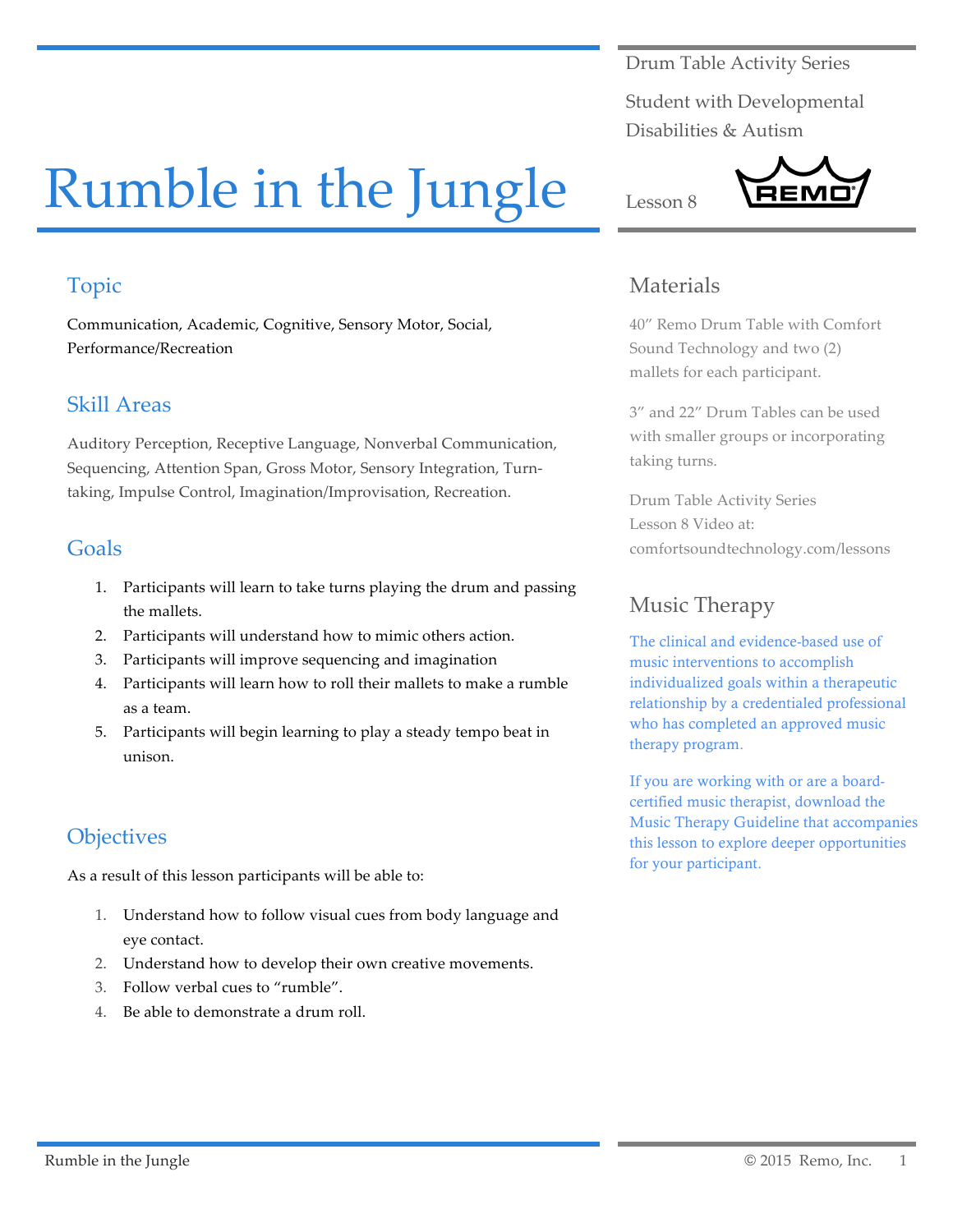# Rumble in the Jungle

Drum Table Activity Series

Student with Developmental Disabilities & Autism

Lesson 8

## Topic

Communication, Academic, Cognitive, Sensory Motor, Social, Performance/Recreation

## Skill Areas

Auditory Perception, Receptive Language, Nonverbal Communication, Sequencing, Attention Span, Gross Motor, Sensory Integration, Turn-taking, Impulse Control, Imagination/Improvisation, Recreation.

## Goals

1. Participants will learn to take turns playing the drum and passing the mallets.
2. Participants will understand how to mimic others action.
3. Participants will improve sequencing and imagination
4. Participants will learn how to roll their mallets to make a rumble as a team.
5. Participants will begin learning to play a steady tempo beat in unison.

## Objectives

As a result of this lesson participants will be able to:

1. Understand how to follow visual cues from body language and eye contact.
2. Understand how to develop their own creative movements.
3. Follow verbal cues to "rumble".
4. Be able to demonstrate a drum roll.

## Materials

40" Remo Drum Table with Comfort Sound Technology and two (2) mallets for each participant.

3" and 22" Drum Tables can be used with smaller groups or incorporating taking turns.

Drum Table Activity Series Lesson 8 Video at: comfortsoundtechnology.com/lessons

## Music Therapy

The clinical and evidence-based use of music interventions to accomplish individualized goals within a therapeutic relationship by a credentialed professional who has completed an approved music therapy program.

If you are working with or are a board-certified music therapist, download the Music Therapy Guideline that accompanies this lesson to explore deeper opportunities for your participant.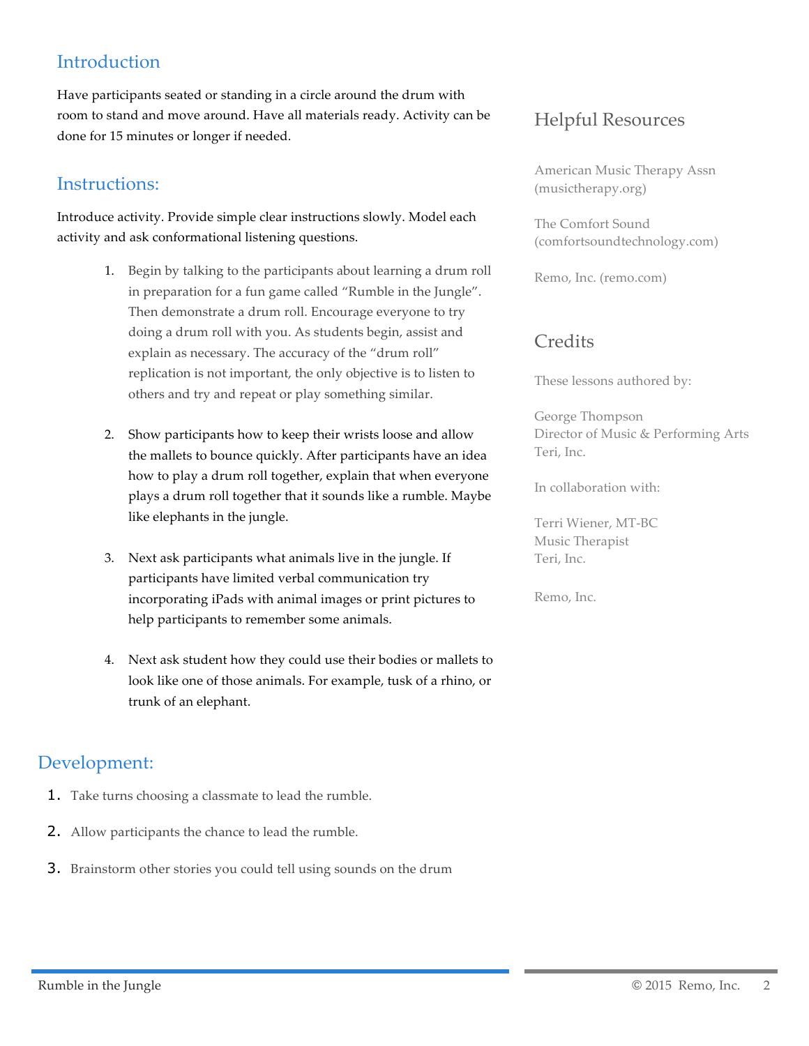## Introduction

Have participants seated or standing in a circle around the drum with room to stand and move around. Have all materials ready. Activity can be done for 15 minutes or longer if needed.

## Instructions:

Introduce activity. Provide simple clear instructions slowly. Model each activity and ask conformational listening questions.

1. Begin by talking to the participants about learning a drum roll in preparation for a fun game called "Rumble in the Jungle". Then demonstrate a drum roll. Encourage everyone to try doing a drum roll with you. As students begin, assist and explain as necessary. The accuracy of the "drum roll" replication is not important, the only objective is to listen to others and try and repeat or play something similar.

2. Show participants how to keep their wrists loose and allow the mallets to bounce quickly. After participants have an idea how to play a drum roll together, explain that when everyone plays a drum roll together that it sounds like a rumble. Maybe like elephants in the jungle.

3. Next ask participants what animals live in the jungle. If participants have limited verbal communication try incorporating iPads with animal images or print pictures to help participants to remember some animals.

4. Next ask student how they could use their bodies or mallets to look like one of those animals. For example, tusk of a rhino, or trunk of an elephant.

## Development:

1. Take turns choosing a classmate to lead the rumble.
2. Allow participants the chance to lead the rumble.
3. Brainstorm other stories you could tell using sounds on the drum

## Helpful Resources

American Music Therapy Assn (musictherapy.org)

The Comfort Sound (comfortsoundtechnology.com)

Remo, Inc. (remo.com)

## Credits

These lessons authored by:

George Thompson
Director of Music & Performing Arts
Teri, Inc.

In collaboration with:

Terri Wiener, MT-BC
Music Therapist
Teri, Inc.

Remo, Inc.